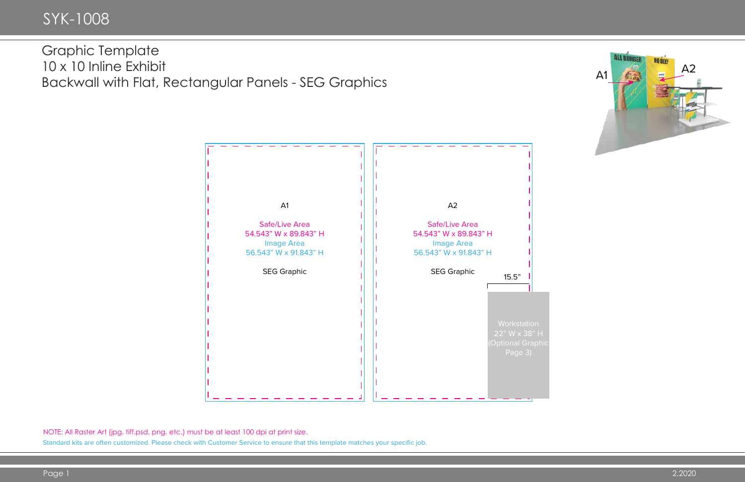# SYK-1008

## Graphic Template
## 10 x 10 Inline Exhibit
## Backwall with Flat, Rectangular Panels - SEG Graphics

A1 A2

**A1**

Safe/Live Area
54.543" W x 89.843" H
Image Area
56.543" W x 91.843" H

SEG Graphic

**A2**

Safe/Live Area
54.543" W x 89.843" H
Image Area
56.543" W x 91.843" H

SEG Graphic

15.5"

Workstation
22" W x 38" H
(Optional Graphic
Page 3)

NOTE: All Raster Art (jpg, tiff,psd, png, etc.) must be at least 100 dpi at print size.

Standard kits are often customized. Please check with Customer Service to ensure that this template matches your specific job.

2.2020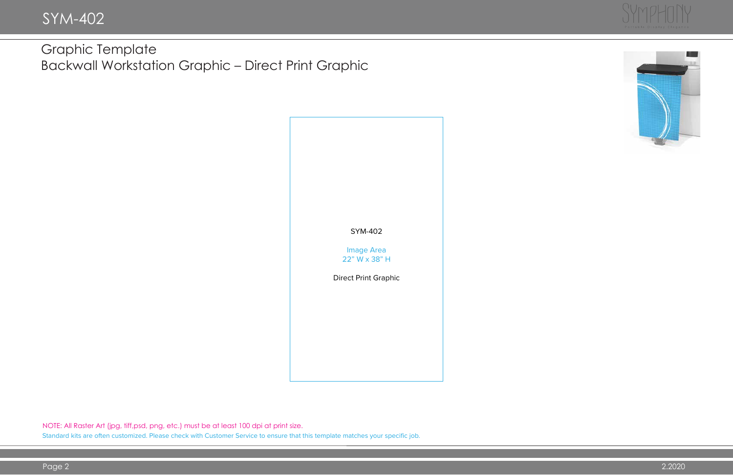# SYM-402

## Graphic Template
## Backwall Workstation Graphic – Direct Print Graphic

SYM-402

Image Area
22" W x 38" H

Direct Print Graphic

NOTE: All Raster Art (jpg, tiff,psd, png, etc.) must be at least 100 dpi at print size.

Standard kits are often customized. Please check with Customer Service to ensure that this template matches your specific job.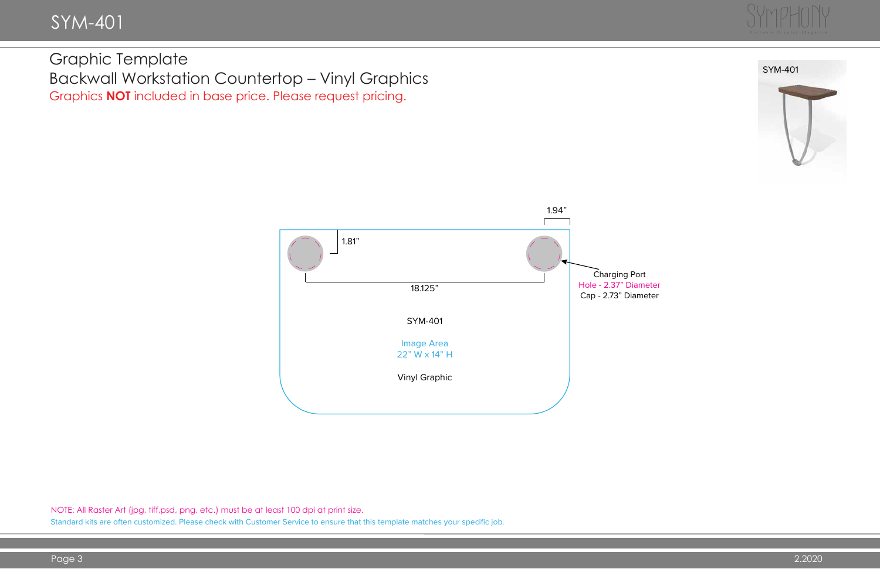# Graphic Template

## Backwall Workstation Countertop – Vinyl Graphics

Graphics **NOT** included in base price. Please request pricing.

SYM-401

1.94”

1.81”

18.125”

Charging Port
Hole - 2.37” Diameter
Cap - 2.73” Diameter

SYM-401

Image Area
22” W x 14” H

Vinyl Graphic

NOTE: All Raster Art (jpg, tiff,psd, png, etc.) must be at least 100 dpi at print size.

Standard kits are often customized. Please check with Customer Service to ensure that this template matches your specific job.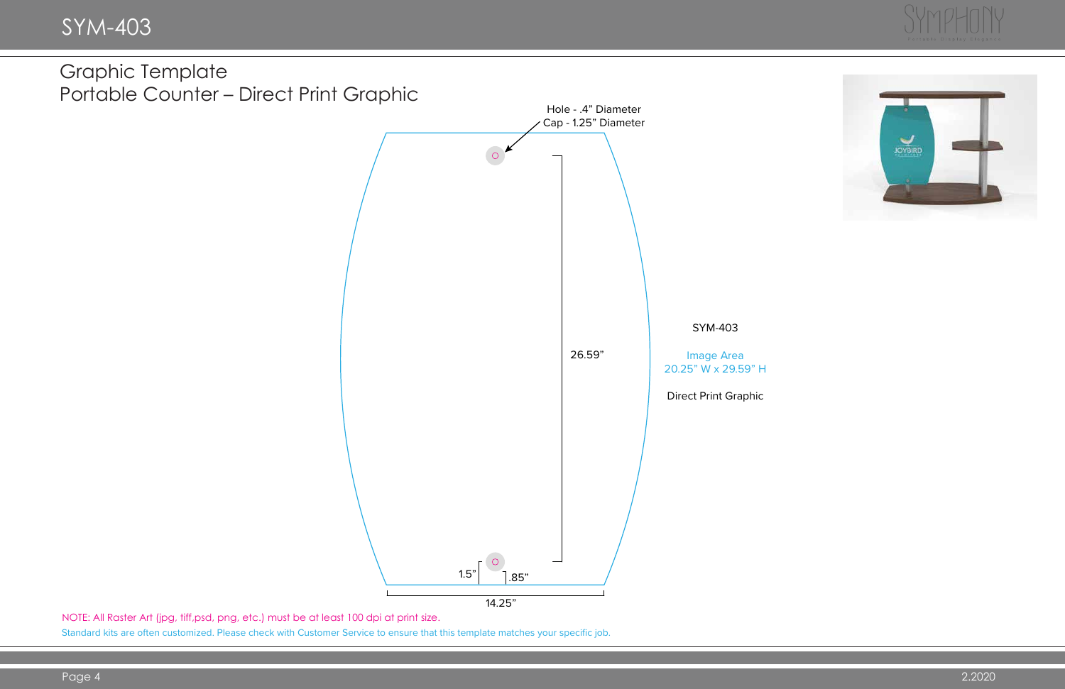# SYM-403

## Graphic Template
## Portable Counter – Direct Print Graphic

Hole - .4" Diameter
Cap - 1.25" Diameter

26.59"

1.5"

.85"

14.25"

SYM-403

Image Area
20.25" W x 29.59" H

Direct Print Graphic

NOTE: All Raster Art (jpg, tiff,psd, png, etc.) must be at least 100 dpi at print size.

Standard kits are often customized. Please check with Customer Service to ensure that this template matches your specific job.

2.2020